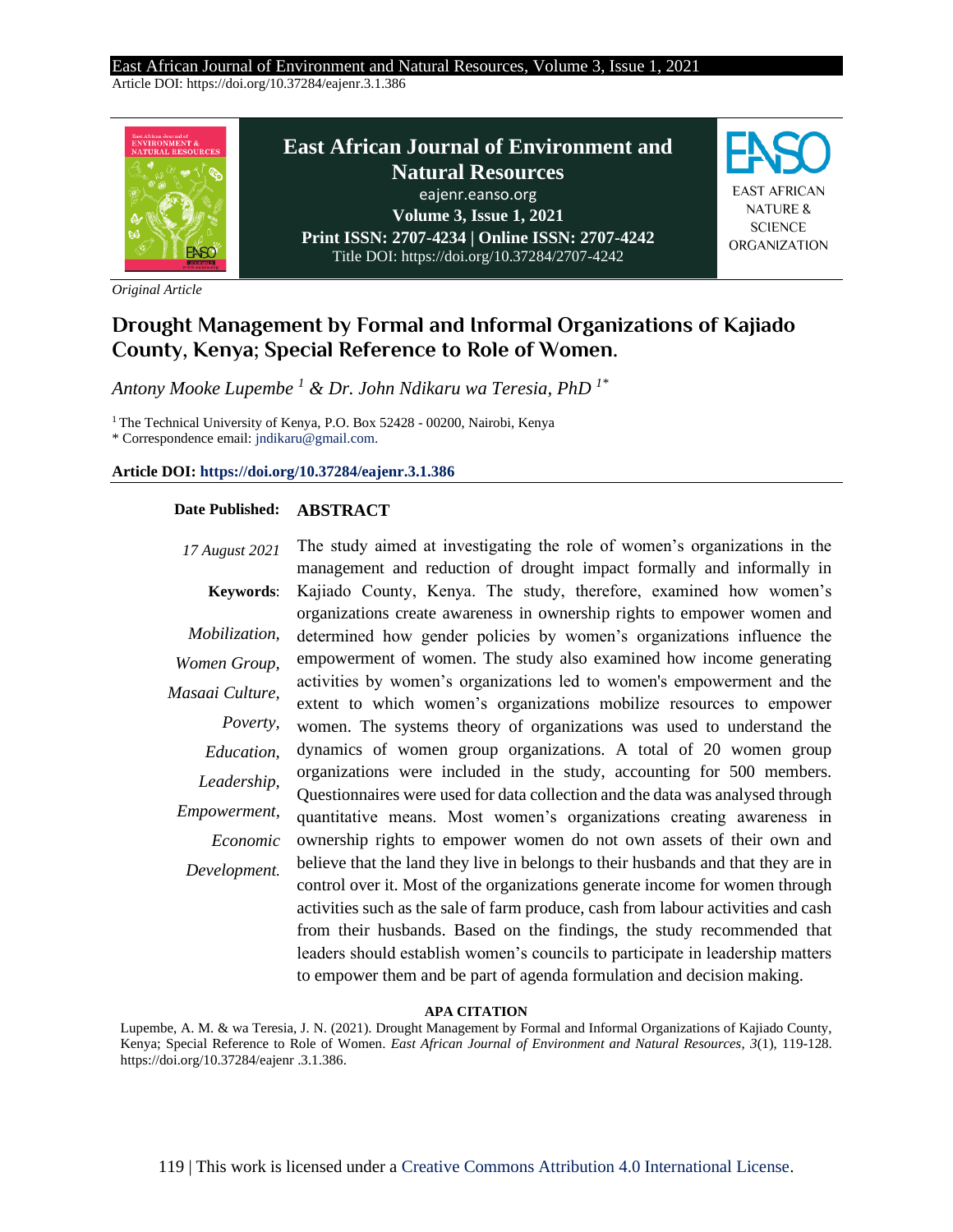Original Article

# Drought Management by Formal and Informal Organizations of Kajiado County, Kenya; Special Reference to Role of Women.

*Antony Mooke Lupembe [1] & Dr. John Ndikaru wa Teresia, PhD [1*]*

[1] The Technical University of Kenya, P.O. Box 52428 - 00200, Nairobi, Kenya
* Correspondence email: jndikaru@gmail.com.

**Article DOI: https://doi.org/10.37284/eajenr.3.1.386**

**Date Published:** *17 August 2021*

**Keywords**: *Mobilization, Women Group, Masaai Culture, Poverty, Education, Leadership, Empowerment, Economic Development.*

## ABSTRACT

The study aimed at investigating the role of women's organizations in the management and reduction of drought impact formally and informally in Kajiado County, Kenya. The study, therefore, examined how women's organizations create awareness in ownership rights to empower women and determined how gender policies by women's organizations influence the empowerment of women. The study also examined how income generating activities by women's organizations led to women's empowerment and the extent to which women's organizations mobilize resources to empower women. The systems theory of organizations was used to understand the dynamics of women group organizations. A total of 20 women group organizations were included in the study, accounting for 500 members. Questionnaires were used for data collection and the data was analysed through quantitative means. Most women's organizations creating awareness in ownership rights to empower women do not own assets of their own and believe that the land they live in belongs to their husbands and that they are in control over it. Most of the organizations generate income for women through activities such as the sale of farm produce, cash from labour activities and cash from their husbands. Based on the findings, the study recommended that leaders should establish women's councils to participate in leadership matters to empower them and be part of agenda formulation and decision making.

**APA CITATION**

Lupembe, A. M. & wa Teresia, J. N. (2021). Drought Management by Formal and Informal Organizations of Kajiado County, Kenya; Special Reference to Role of Women. *East African Journal of Environment and Natural Resources*, *3*(1), 119-128. https://doi.org/10.37284/eajenr .3.1.386.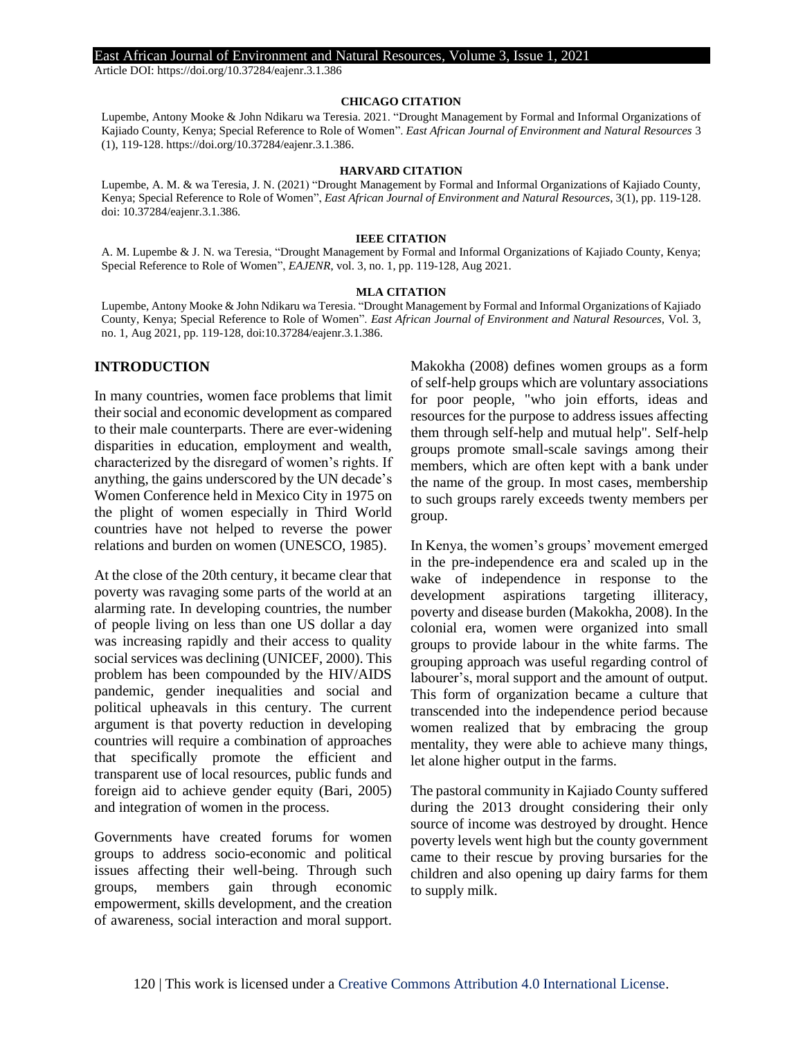**CHICAGO CITATION**

Lupembe, Antony Mooke & John Ndikaru wa Teresia. 2021. "Drought Management by Formal and Informal Organizations of Kajiado County, Kenya; Special Reference to Role of Women". *East African Journal of Environment and Natural Resources* 3 (1), 119-128. https://doi.org/10.37284/eajenr.3.1.386.

**HARVARD CITATION**

Lupembe, A. M. & wa Teresia, J. N. (2021) "Drought Management by Formal and Informal Organizations of Kajiado County, Kenya; Special Reference to Role of Women", *East African Journal of Environment and Natural Resources*, 3(1), pp. 119-128. doi: 10.37284/eajenr.3.1.386.

**IEEE CITATION**

A. M. Lupembe & J. N. wa Teresia, "Drought Management by Formal and Informal Organizations of Kajiado County, Kenya; Special Reference to Role of Women", *EAJENR*, vol. 3, no. 1, pp. 119-128, Aug 2021.

**MLA CITATION**

Lupembe, Antony Mooke & John Ndikaru wa Teresia. "Drought Management by Formal and Informal Organizations of Kajiado County, Kenya; Special Reference to Role of Women". *East African Journal of Environment and Natural Resources*, Vol. 3, no. 1, Aug 2021, pp. 119-128, doi:10.37284/eajenr.3.1.386.

## INTRODUCTION

In many countries, women face problems that limit their social and economic development as compared to their male counterparts. There are ever-widening disparities in education, employment and wealth, characterized by the disregard of women's rights. If anything, the gains underscored by the UN decade's Women Conference held in Mexico City in 1975 on the plight of women especially in Third World countries have not helped to reverse the power relations and burden on women (UNESCO, 1985).

At the close of the 20th century, it became clear that poverty was ravaging some parts of the world at an alarming rate. In developing countries, the number of people living on less than one US dollar a day was increasing rapidly and their access to quality social services was declining (UNICEF, 2000). This problem has been compounded by the HIV/AIDS pandemic, gender inequalities and social and political upheavals in this century. The current argument is that poverty reduction in developing countries will require a combination of approaches that specifically promote the efficient and transparent use of local resources, public funds and foreign aid to achieve gender equity (Bari, 2005) and integration of women in the process.

Governments have created forums for women groups to address socio-economic and political issues affecting their well-being. Through such groups, members gain through economic empowerment, skills development, and the creation of awareness, social interaction and moral support. Makokha (2008) defines women groups as a form of self-help groups which are voluntary associations for poor people, "who join efforts, ideas and resources for the purpose to address issues affecting them through self-help and mutual help". Self-help groups promote small-scale savings among their members, which are often kept with a bank under the name of the group. In most cases, membership to such groups rarely exceeds twenty members per group.

In Kenya, the women's groups' movement emerged in the pre-independence era and scaled up in the wake of independence in response to the development aspirations targeting illiteracy, poverty and disease burden (Makokha, 2008). In the colonial era, women were organized into small groups to provide labour in the white farms. The grouping approach was useful regarding control of labourer's, moral support and the amount of output. This form of organization became a culture that transcended into the independence period because women realized that by embracing the group mentality, they were able to achieve many things, let alone higher output in the farms.

The pastoral community in Kajiado County suffered during the 2013 drought considering their only source of income was destroyed by drought. Hence poverty levels went high but the county government came to their rescue by proving bursaries for the children and also opening up dairy farms for them to supply milk.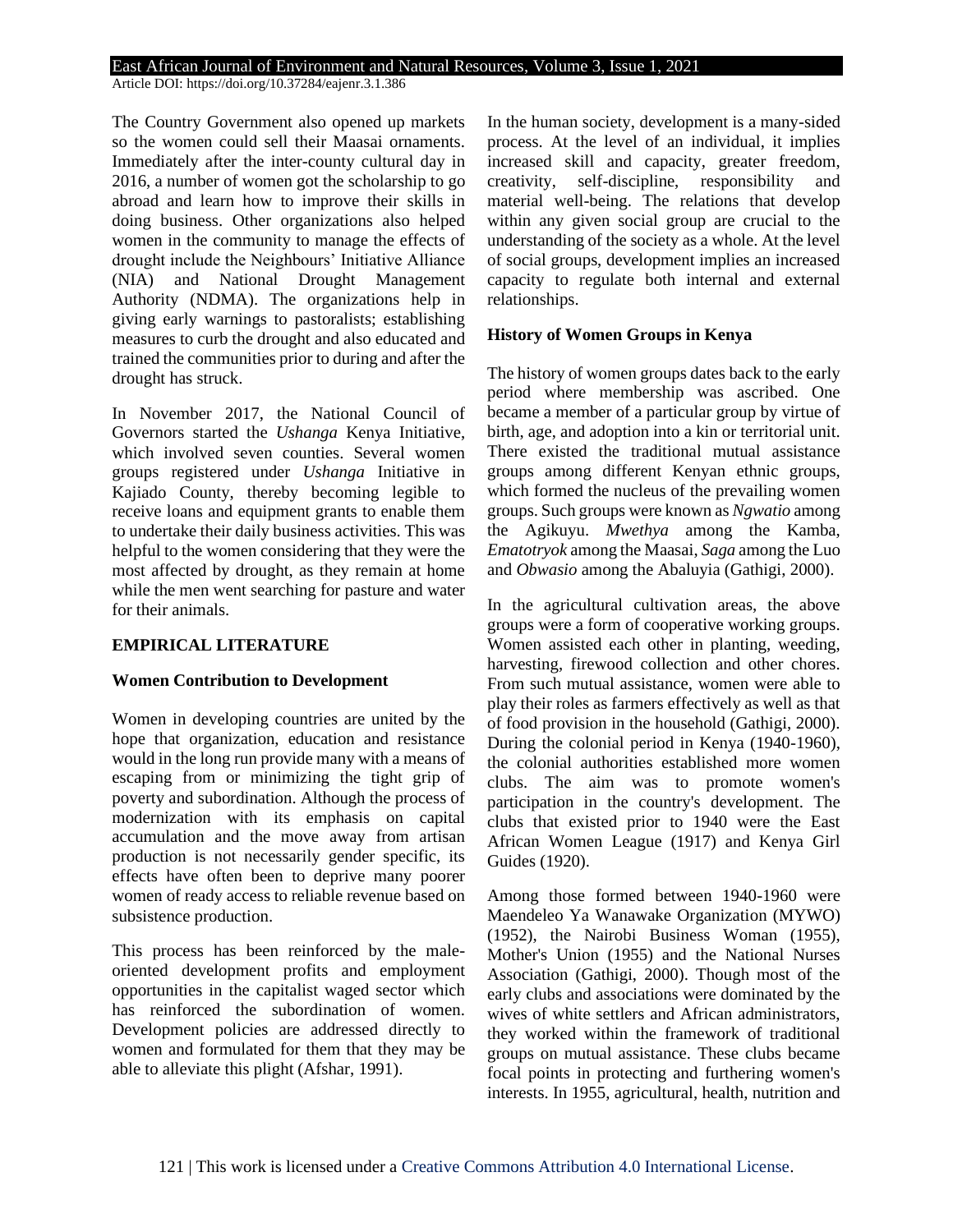The Country Government also opened up markets so the women could sell their Maasai ornaments. Immediately after the inter-county cultural day in 2016, a number of women got the scholarship to go abroad and learn how to improve their skills in doing business. Other organizations also helped women in the community to manage the effects of drought include the Neighbours' Initiative Alliance (NIA) and National Drought Management Authority (NDMA). The organizations help in giving early warnings to pastoralists; establishing measures to curb the drought and also educated and trained the communities prior to during and after the drought has struck.

In November 2017, the National Council of Governors started the *Ushanga* Kenya Initiative, which involved seven counties. Several women groups registered under *Ushanga* Initiative in Kajiado County, thereby becoming legible to receive loans and equipment grants to enable them to undertake their daily business activities. This was helpful to the women considering that they were the most affected by drought, as they remain at home while the men went searching for pasture and water for their animals.

## EMPIRICAL LITERATURE

### Women Contribution to Development

Women in developing countries are united by the hope that organization, education and resistance would in the long run provide many with a means of escaping from or minimizing the tight grip of poverty and subordination. Although the process of modernization with its emphasis on capital accumulation and the move away from artisan production is not necessarily gender specific, its effects have often been to deprive many poorer women of ready access to reliable revenue based on subsistence production.

This process has been reinforced by the male-oriented development profits and employment opportunities in the capitalist waged sector which has reinforced the subordination of women. Development policies are addressed directly to women and formulated for them that they may be able to alleviate this plight (Afshar, 1991).

In the human society, development is a many-sided process. At the level of an individual, it implies increased skill and capacity, greater freedom, creativity, self-discipline, responsibility and material well-being. The relations that develop within any given social group are crucial to the understanding of the society as a whole. At the level of social groups, development implies an increased capacity to regulate both internal and external relationships.

### History of Women Groups in Kenya

The history of women groups dates back to the early period where membership was ascribed. One became a member of a particular group by virtue of birth, age, and adoption into a kin or territorial unit. There existed the traditional mutual assistance groups among different Kenyan ethnic groups, which formed the nucleus of the prevailing women groups. Such groups were known as *Ngwatio* among the Agikuyu. *Mwethya* among the Kamba, *Ematotryok* among the Maasai, *Saga* among the Luo and *Obwasio* among the Abaluyia (Gathigi, 2000).

In the agricultural cultivation areas, the above groups were a form of cooperative working groups. Women assisted each other in planting, weeding, harvesting, firewood collection and other chores. From such mutual assistance, women were able to play their roles as farmers effectively as well as that of food provision in the household (Gathigi, 2000). During the colonial period in Kenya (1940-1960), the colonial authorities established more women clubs. The aim was to promote women's participation in the country's development. The clubs that existed prior to 1940 were the East African Women League (1917) and Kenya Girl Guides (1920).

Among those formed between 1940-1960 were Maendeleo Ya Wanawake Organization (MYWO) (1952), the Nairobi Business Woman (1955), Mother's Union (1955) and the National Nurses Association (Gathigi, 2000). Though most of the early clubs and associations were dominated by the wives of white settlers and African administrators, they worked within the framework of traditional groups on mutual assistance. These clubs became focal points in protecting and furthering women's interests. In 1955, agricultural, health, nutrition and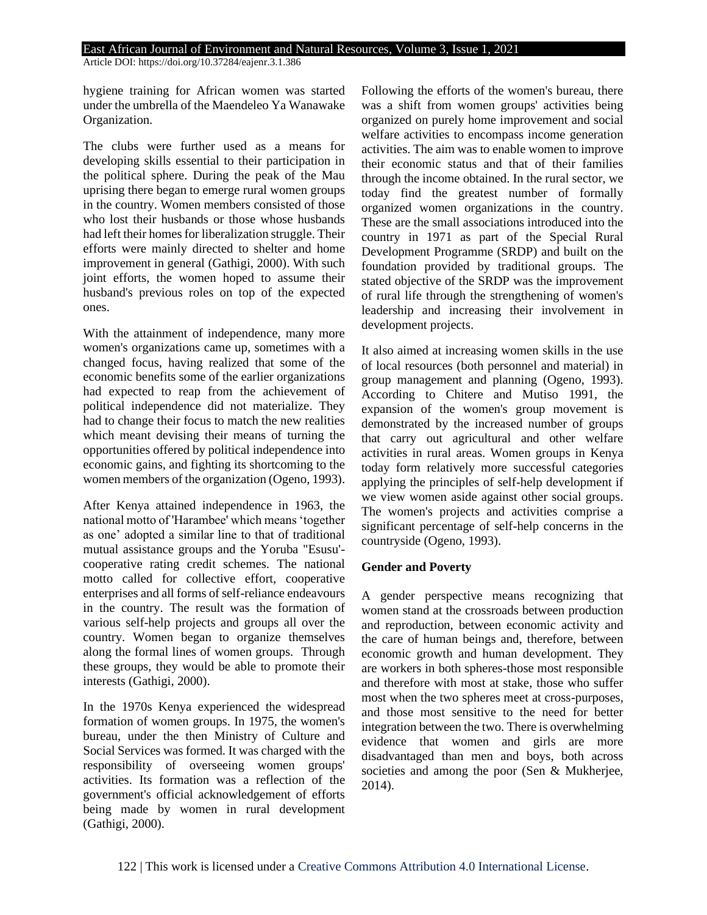hygiene training for African women was started under the umbrella of the Maendeleo Ya Wanawake Organization.

The clubs were further used as a means for developing skills essential to their participation in the political sphere. During the peak of the Mau uprising there began to emerge rural women groups in the country. Women members consisted of those who lost their husbands or those whose husbands had left their homes for liberalization struggle. Their efforts were mainly directed to shelter and home improvement in general (Gathigi, 2000). With such joint efforts, the women hoped to assume their husband's previous roles on top of the expected ones.

With the attainment of independence, many more women's organizations came up, sometimes with a changed focus, having realized that some of the economic benefits some of the earlier organizations had expected to reap from the achievement of political independence did not materialize. They had to change their focus to match the new realities which meant devising their means of turning the opportunities offered by political independence into economic gains, and fighting its shortcoming to the women members of the organization (Ogeno, 1993).

After Kenya attained independence in 1963, the national motto of 'Harambee' which means 'together as one' adopted a similar line to that of traditional mutual assistance groups and the Yoruba "Esusu'-cooperative rating credit schemes. The national motto called for collective effort, cooperative enterprises and all forms of self-reliance endeavours in the country. The result was the formation of various self-help projects and groups all over the country. Women began to organize themselves along the formal lines of women groups. Through these groups, they would be able to promote their interests (Gathigi, 2000).

In the 1970s Kenya experienced the widespread formation of women groups. In 1975, the women's bureau, under the then Ministry of Culture and Social Services was formed. It was charged with the responsibility of overseeing women groups' activities. Its formation was a reflection of the government's official acknowledgement of efforts being made by women in rural development (Gathigi, 2000).

Following the efforts of the women's bureau, there was a shift from women groups' activities being organized on purely home improvement and social welfare activities to encompass income generation activities. The aim was to enable women to improve their economic status and that of their families through the income obtained. In the rural sector, we today find the greatest number of formally organized women organizations in the country. These are the small associations introduced into the country in 1971 as part of the Special Rural Development Programme (SRDP) and built on the foundation provided by traditional groups. The stated objective of the SRDP was the improvement of rural life through the strengthening of women's leadership and increasing their involvement in development projects.

It also aimed at increasing women skills in the use of local resources (both personnel and material) in group management and planning (Ogeno, 1993). According to Chitere and Mutiso 1991, the expansion of the women's group movement is demonstrated by the increased number of groups that carry out agricultural and other welfare activities in rural areas. Women groups in Kenya today form relatively more successful categories applying the principles of self-help development if we view women aside against other social groups. The women's projects and activities comprise a significant percentage of self-help concerns in the countryside (Ogeno, 1993).

**Gender and Poverty**

A gender perspective means recognizing that women stand at the crossroads between production and reproduction, between economic activity and the care of human beings and, therefore, between economic growth and human development. They are workers in both spheres-those most responsible and therefore with most at stake, those who suffer most when the two spheres meet at cross-purposes, and those most sensitive to the need for better integration between the two. There is overwhelming evidence that women and girls are more disadvantaged than men and boys, both across societies and among the poor (Sen & Mukherjee, 2014).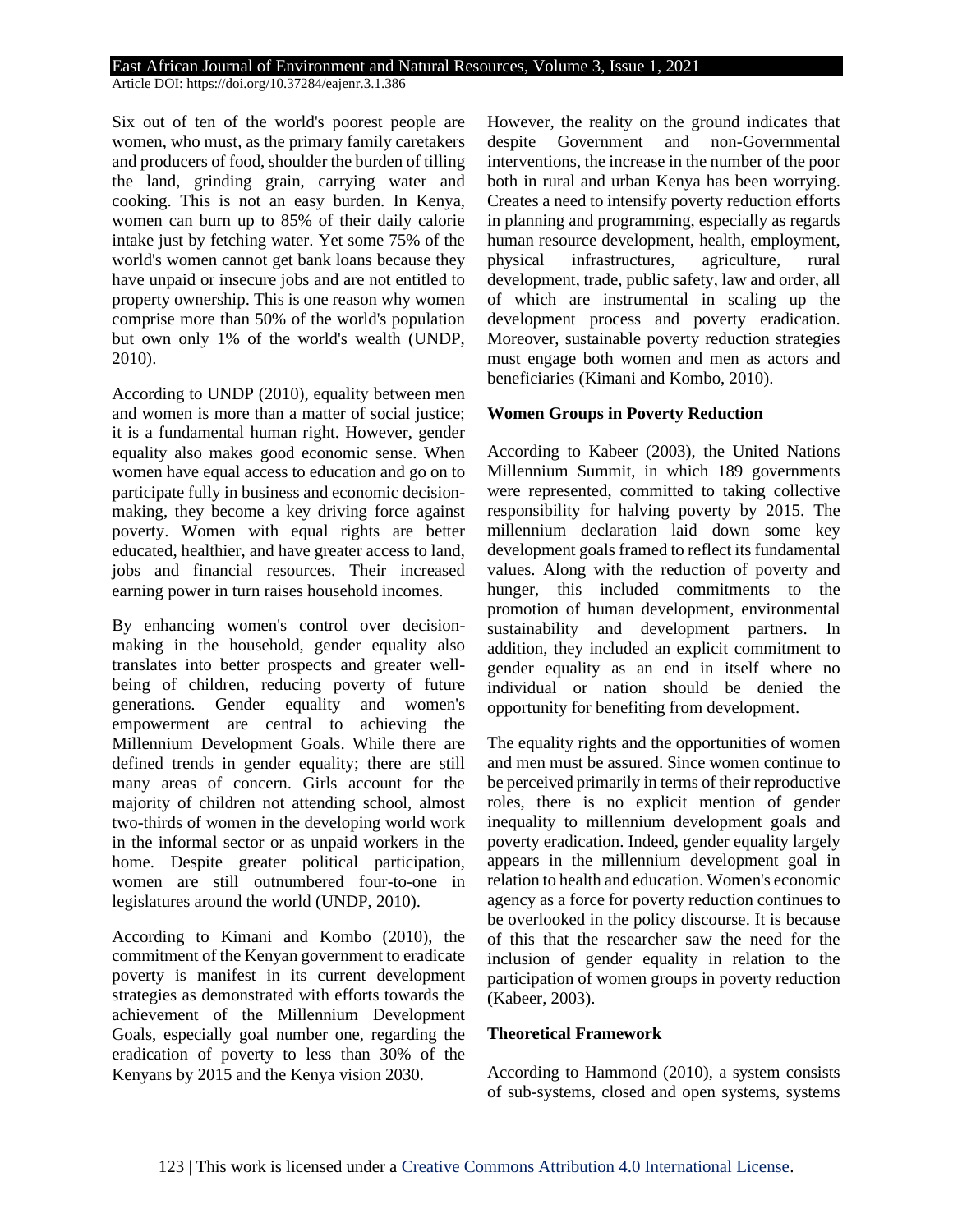Six out of ten of the world's poorest people are women, who must, as the primary family caretakers and producers of food, shoulder the burden of tilling the land, grinding grain, carrying water and cooking. This is not an easy burden. In Kenya, women can burn up to 85% of their daily calorie intake just by fetching water. Yet some 75% of the world's women cannot get bank loans because they have unpaid or insecure jobs and are not entitled to property ownership. This is one reason why women comprise more than 50% of the world's population but own only 1% of the world's wealth (UNDP, 2010).

According to UNDP (2010), equality between men and women is more than a matter of social justice; it is a fundamental human right. However, gender equality also makes good economic sense. When women have equal access to education and go on to participate fully in business and economic decision-making, they become a key driving force against poverty. Women with equal rights are better educated, healthier, and have greater access to land, jobs and financial resources. Their increased earning power in turn raises household incomes.

By enhancing women's control over decision-making in the household, gender equality also translates into better prospects and greater well-being of children, reducing poverty of future generations. Gender equality and women's empowerment are central to achieving the Millennium Development Goals. While there are defined trends in gender equality; there are still many areas of concern. Girls account for the majority of children not attending school, almost two-thirds of women in the developing world work in the informal sector or as unpaid workers in the home. Despite greater political participation, women are still outnumbered four-to-one in legislatures around the world (UNDP, 2010).

According to Kimani and Kombo (2010), the commitment of the Kenyan government to eradicate poverty is manifest in its current development strategies as demonstrated with efforts towards the achievement of the Millennium Development Goals, especially goal number one, regarding the eradication of poverty to less than 30% of the Kenyans by 2015 and the Kenya vision 2030.

However, the reality on the ground indicates that despite Government and non-Governmental interventions, the increase in the number of the poor both in rural and urban Kenya has been worrying. Creates a need to intensify poverty reduction efforts in planning and programming, especially as regards human resource development, health, employment, physical infrastructures, agriculture, rural development, trade, public safety, law and order, all of which are instrumental in scaling up the development process and poverty eradication. Moreover, sustainable poverty reduction strategies must engage both women and men as actors and beneficiaries (Kimani and Kombo, 2010).

### Women Groups in Poverty Reduction

According to Kabeer (2003), the United Nations Millennium Summit, in which 189 governments were represented, committed to taking collective responsibility for halving poverty by 2015. The millennium declaration laid down some key development goals framed to reflect its fundamental values. Along with the reduction of poverty and hunger, this included commitments to the promotion of human development, environmental sustainability and development partners. In addition, they included an explicit commitment to gender equality as an end in itself where no individual or nation should be denied the opportunity for benefiting from development.

The equality rights and the opportunities of women and men must be assured. Since women continue to be perceived primarily in terms of their reproductive roles, there is no explicit mention of gender inequality to millennium development goals and poverty eradication. Indeed, gender equality largely appears in the millennium development goal in relation to health and education. Women's economic agency as a force for poverty reduction continues to be overlooked in the policy discourse. It is because of this that the researcher saw the need for the inclusion of gender equality in relation to the participation of women groups in poverty reduction (Kabeer, 2003).

### Theoretical Framework

According to Hammond (2010), a system consists of sub-systems, closed and open systems, systems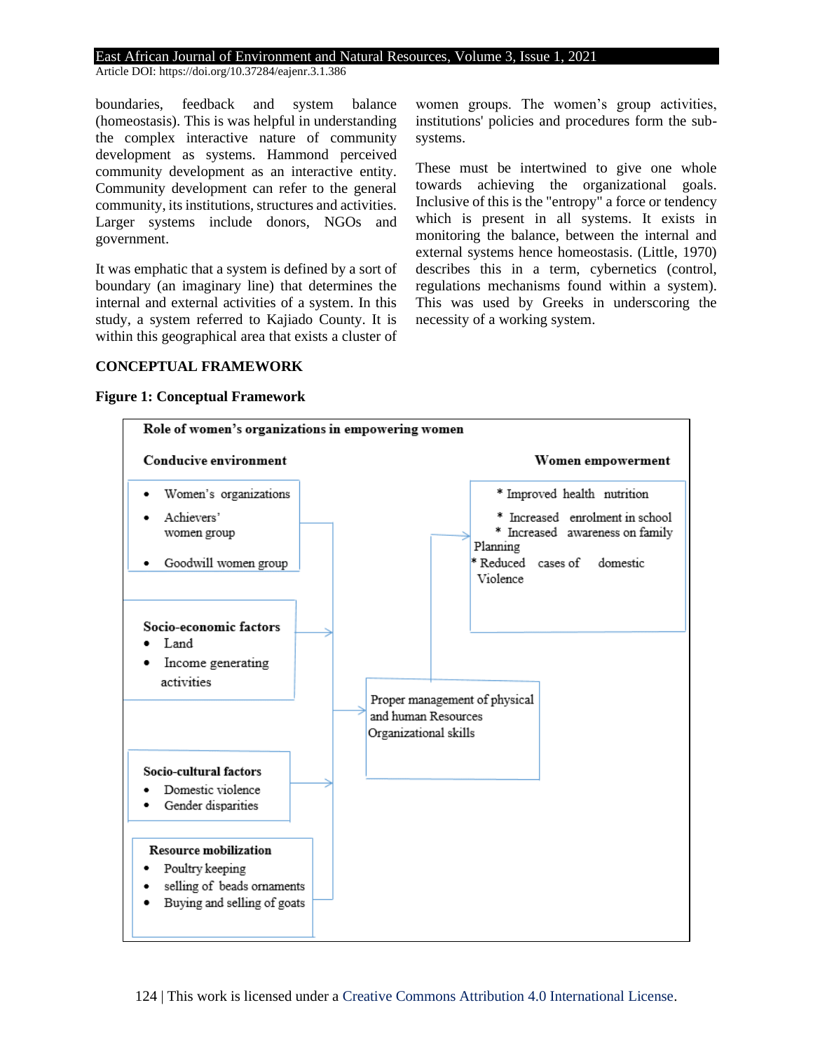boundaries, feedback and system balance (homeostasis). This is was helpful in understanding the complex interactive nature of community development as systems. Hammond perceived community development as an interactive entity. Community development can refer to the general community, its institutions, structures and activities. Larger systems include donors, NGOs and government.

It was emphatic that a system is defined by a sort of boundary (an imaginary line) that determines the internal and external activities of a system. In this study, a system referred to Kajiado County. It is within this geographical area that exists a cluster of women groups. The women's group activities, institutions' policies and procedures form the sub-systems.

These must be intertwined to give one whole towards achieving the organizational goals. Inclusive of this is the "entropy" a force or tendency which is present in all systems. It exists in monitoring the balance, between the internal and external systems hence homeostasis. (Little, 1970) describes this in a term, cybernetics (control, regulations mechanisms found within a system). This was used by Greeks in underscoring the necessity of a working system.

## CONCEPTUAL FRAMEWORK

**Figure 1: Conceptual Framework**

**Role of women's organizations in empowering women**

**Conducive environment**

- Women's organizations
- Achievers' women group
- Goodwill women group

**Socio-economic factors**

- Land
- Income generating activities

**Socio-cultural factors**

- Domestic violence
- Gender disparities

**Resource mobilization**

- Poultry keeping
- selling of beads ornaments
- Buying and selling of goats

Proper management of physical and human Resources
Organizational skills

**Women empowerment**

* Improved health nutrition
* Increased enrolment in school
* Increased awareness on family Planning
* Reduced cases of domestic Violence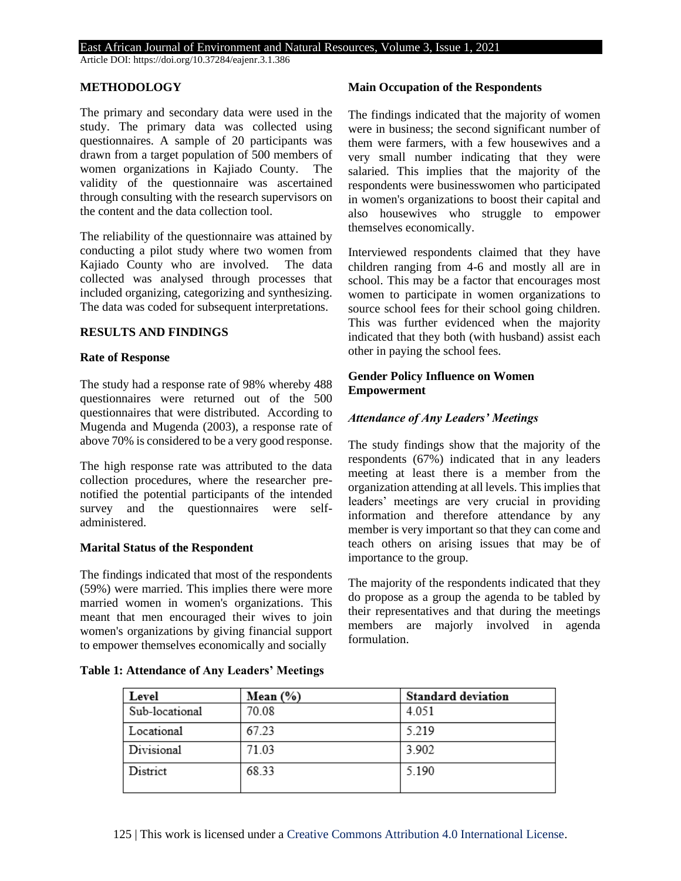## METHODOLOGY

The primary and secondary data were used in the study. The primary data was collected using questionnaires. A sample of 20 participants was drawn from a target population of 500 members of women organizations in Kajiado County. The validity of the questionnaire was ascertained through consulting with the research supervisors on the content and the data collection tool.

The reliability of the questionnaire was attained by conducting a pilot study where two women from Kajiado County who are involved. The data collected was analysed through processes that included organizing, categorizing and synthesizing. The data was coded for subsequent interpretations.

## RESULTS AND FINDINGS

### Rate of Response

The study had a response rate of 98% whereby 488 questionnaires were returned out of the 500 questionnaires that were distributed. According to Mugenda and Mugenda (2003), a response rate of above 70% is considered to be a very good response.

The high response rate was attributed to the data collection procedures, where the researcher pre-notified the potential participants of the intended survey and the questionnaires were self-administered.

### Marital Status of the Respondent

The findings indicated that most of the respondents (59%) were married. This implies there were more married women in women's organizations. This meant that men encouraged their wives to join women's organizations by giving financial support to empower themselves economically and socially

### Main Occupation of the Respondents

The findings indicated that the majority of women were in business; the second significant number of them were farmers, with a few housewives and a very small number indicating that they were salaried. This implies that the majority of the respondents were businesswomen who participated in women's organizations to boost their capital and also housewives who struggle to empower themselves economically.

Interviewed respondents claimed that they have children ranging from 4-6 and mostly all are in school. This may be a factor that encourages most women to participate in women organizations to source school fees for their school going children. This was further evidenced when the majority indicated that they both (with husband) assist each other in paying the school fees.

### Gender Policy Influence on Women Empowerment

#### *Attendance of Any Leaders' Meetings*

The study findings show that the majority of the respondents (67%) indicated that in any leaders meeting at least there is a member from the organization attending at all levels. This implies that leaders' meetings are very crucial in providing information and therefore attendance by any member is very important so that they can come and teach others on arising issues that may be of importance to the group.

The majority of the respondents indicated that they do propose as a group the agenda to be tabled by their representatives and that during the meetings members are majorly involved in agenda formulation.

**Table 1: Attendance of Any Leaders' Meetings**

| Level | Mean (%) | Standard deviation |
|---|---|---|
| Sub-locational | 70.08 | 4.051 |
| Locational | 67.23 | 5.219 |
| Divisional | 71.03 | 3.902 |
| District | 68.33 | 5.190 |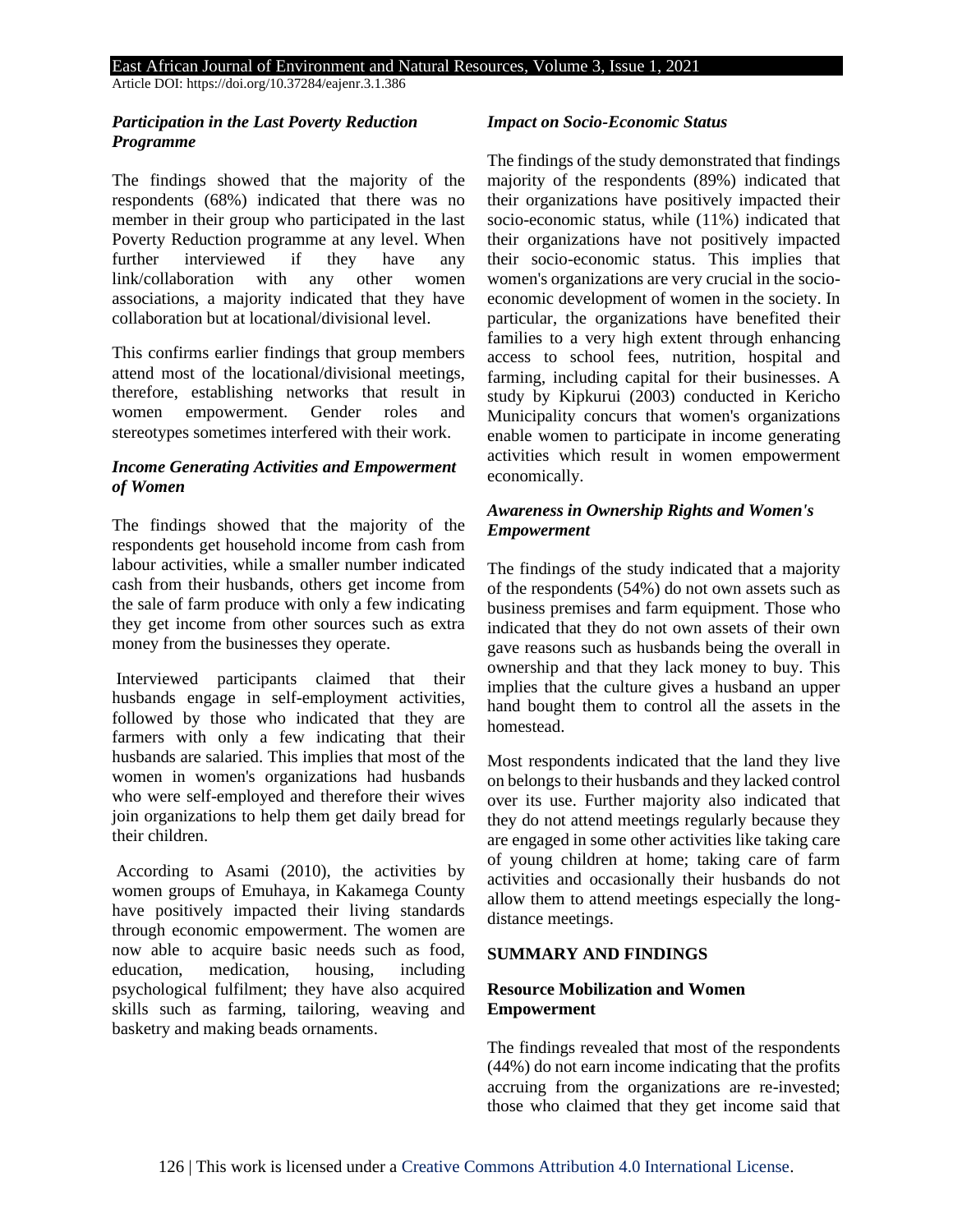### *Participation in the Last Poverty Reduction Programme*

The findings showed that the majority of the respondents (68%) indicated that there was no member in their group who participated in the last Poverty Reduction programme at any level. When further interviewed if they have any link/collaboration with any other women associations, a majority indicated that they have collaboration but at locational/divisional level.

This confirms earlier findings that group members attend most of the locational/divisional meetings, therefore, establishing networks that result in women empowerment. Gender roles and stereotypes sometimes interfered with their work.

### *Income Generating Activities and Empowerment of Women*

The findings showed that the majority of the respondents get household income from cash from labour activities, while a smaller number indicated cash from their husbands, others get income from the sale of farm produce with only a few indicating they get income from other sources such as extra money from the businesses they operate.

Interviewed participants claimed that their husbands engage in self-employment activities, followed by those who indicated that they are farmers with only a few indicating that their husbands are salaried. This implies that most of the women in women's organizations had husbands who were self-employed and therefore their wives join organizations to help them get daily bread for their children.

According to Asami (2010), the activities by women groups of Emuhaya, in Kakamega County have positively impacted their living standards through economic empowerment. The women are now able to acquire basic needs such as food, education, medication, housing, including psychological fulfilment; they have also acquired skills such as farming, tailoring, weaving and basketry and making beads ornaments.

### *Impact on Socio-Economic Status*

The findings of the study demonstrated that findings majority of the respondents (89%) indicated that their organizations have positively impacted their socio-economic status, while (11%) indicated that their organizations have not positively impacted their socio-economic status. This implies that women's organizations are very crucial in the socio-economic development of women in the society. In particular, the organizations have benefited their families to a very high extent through enhancing access to school fees, nutrition, hospital and farming, including capital for their businesses. A study by Kipkurui (2003) conducted in Kericho Municipality concurs that women's organizations enable women to participate in income generating activities which result in women empowerment economically.

### *Awareness in Ownership Rights and Women's Empowerment*

The findings of the study indicated that a majority of the respondents (54%) do not own assets such as business premises and farm equipment. Those who indicated that they do not own assets of their own gave reasons such as husbands being the overall in ownership and that they lack money to buy. This implies that the culture gives a husband an upper hand bought them to control all the assets in the homestead.

Most respondents indicated that the land they live on belongs to their husbands and they lacked control over its use. Further majority also indicated that they do not attend meetings regularly because they are engaged in some other activities like taking care of young children at home; taking care of farm activities and occasionally their husbands do not allow them to attend meetings especially the long-distance meetings.

## SUMMARY AND FINDINGS

### Resource Mobilization and Women Empowerment

The findings revealed that most of the respondents (44%) do not earn income indicating that the profits accruing from the organizations are re-invested; those who claimed that they get income said that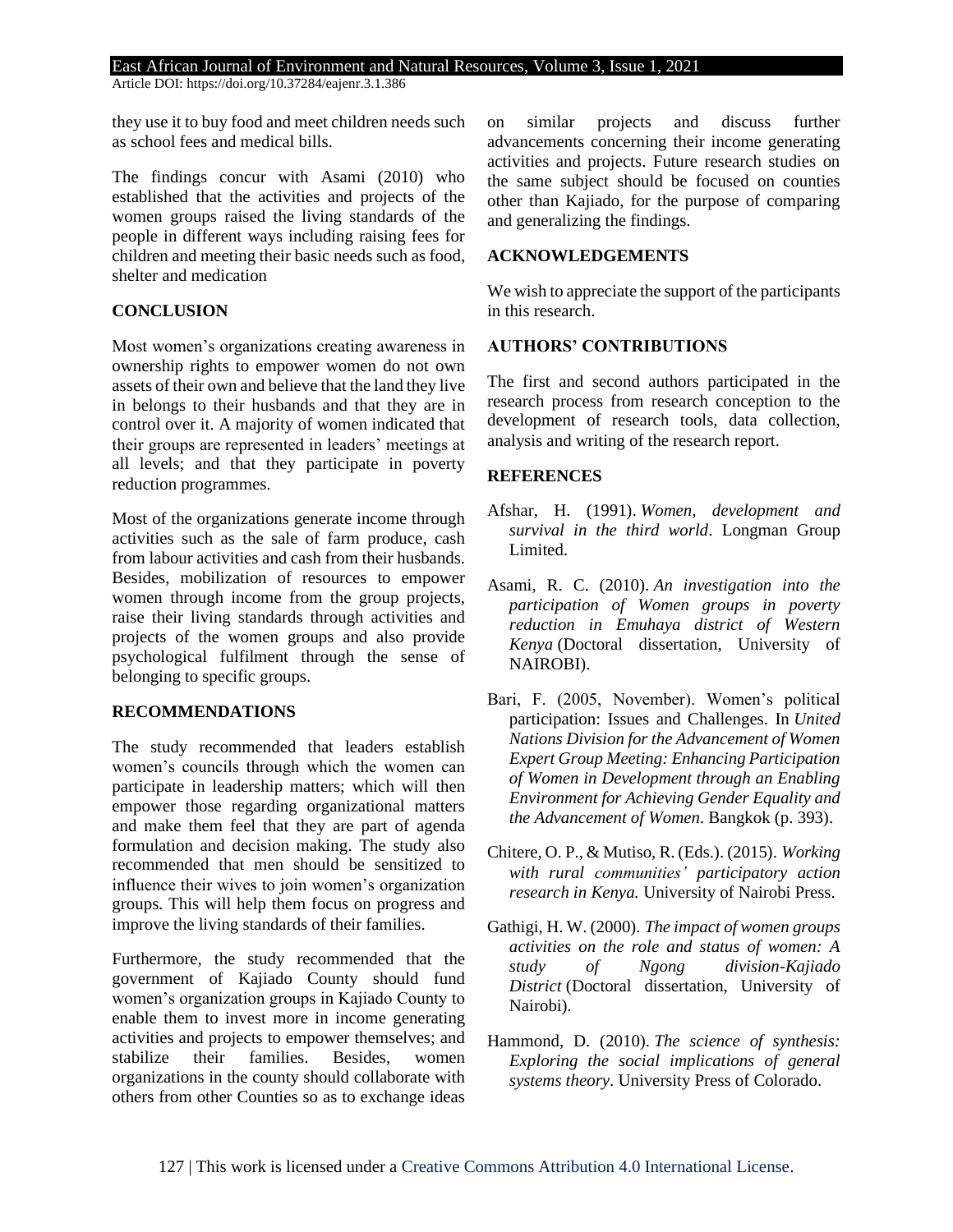they use it to buy food and meet children needs such as school fees and medical bills.

The findings concur with Asami (2010) who established that the activities and projects of the women groups raised the living standards of the people in different ways including raising fees for children and meeting their basic needs such as food, shelter and medication

## CONCLUSION

Most women's organizations creating awareness in ownership rights to empower women do not own assets of their own and believe that the land they live in belongs to their husbands and that they are in control over it. A majority of women indicated that their groups are represented in leaders' meetings at all levels; and that they participate in poverty reduction programmes.

Most of the organizations generate income through activities such as the sale of farm produce, cash from labour activities and cash from their husbands. Besides, mobilization of resources to empower women through income from the group projects, raise their living standards through activities and projects of the women groups and also provide psychological fulfilment through the sense of belonging to specific groups.

## RECOMMENDATIONS

The study recommended that leaders establish women's councils through which the women can participate in leadership matters; which will then empower those regarding organizational matters and make them feel that they are part of agenda formulation and decision making. The study also recommended that men should be sensitized to influence their wives to join women's organization groups. This will help them focus on progress and improve the living standards of their families.

Furthermore, the study recommended that the government of Kajiado County should fund women's organization groups in Kajiado County to enable them to invest more in income generating activities and projects to empower themselves; and stabilize their families. Besides, women organizations in the county should collaborate with others from other Counties so as to exchange ideas on similar projects and discuss further advancements concerning their income generating activities and projects. Future research studies on the same subject should be focused on counties other than Kajiado, for the purpose of comparing and generalizing the findings.

## ACKNOWLEDGEMENTS

We wish to appreciate the support of the participants in this research.

## AUTHORS' CONTRIBUTIONS

The first and second authors participated in the research process from research conception to the development of research tools, data collection, analysis and writing of the research report.

## REFERENCES

Afshar, H. (1991). *Women, development and survival in the third world*. Longman Group Limited.

Asami, R. C. (2010). *An investigation into the participation of Women groups in poverty reduction in Emuhaya district of Western Kenya* (Doctoral dissertation, University of NAIROBI).

Bari, F. (2005, November). Women's political participation: Issues and Challenges. In *United Nations Division for the Advancement of Women Expert Group Meeting: Enhancing Participation of Women in Development through an Enabling Environment for Achieving Gender Equality and the Advancement of Women.* Bangkok (p. 393).

Chitere, O. P., & Mutiso, R. (Eds.). (2015). *Working with rural communities' participatory action research in Kenya.* University of Nairobi Press.

Gathigi, H. W. (2000). *The impact of women groups activities on the role and status of women: A study of Ngong division-Kajiado District* (Doctoral dissertation, University of Nairobi).

Hammond, D. (2010). *The science of synthesis: Exploring the social implications of general systems theory*. University Press of Colorado.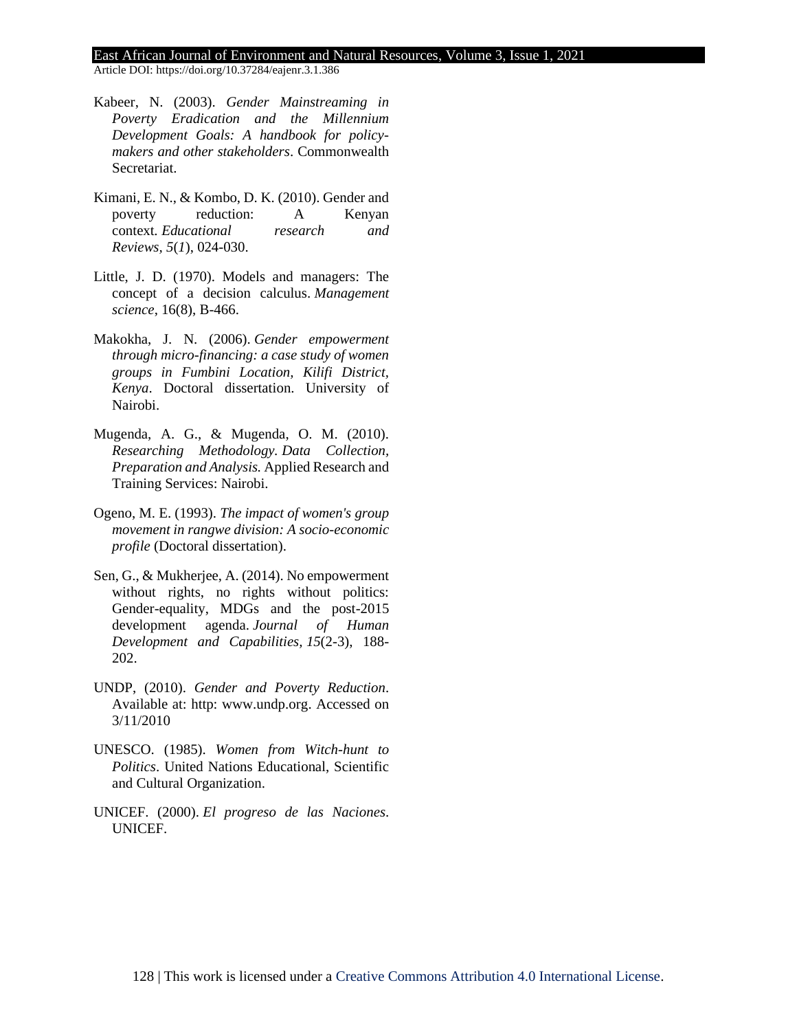Kabeer, N. (2003). *Gender Mainstreaming in Poverty Eradication and the Millennium Development Goals: A handbook for policy-makers and other stakeholders*. Commonwealth Secretariat.

Kimani, E. N., & Kombo, D. K. (2010). Gender and poverty reduction: A Kenyan context. *Educational research and Reviews*, *5*(*1*), 024-030.

Little, J. D. (1970). Models and managers: The concept of a decision calculus. *Management science*, 16(8), B-466.

Makokha, J. N. (2006). *Gender empowerment through micro-financing: a case study of women groups in Fumbini Location, Kilifi District, Kenya*. Doctoral dissertation. University of Nairobi.

Mugenda, A. G., & Mugenda, O. M. (2010). *Researching Methodology*. *Data Collection, Preparation and Analysis.* Applied Research and Training Services: Nairobi.

Ogeno, M. E. (1993). *The impact of women's group movement in rangwe division: A socio-economic profile* (Doctoral dissertation).

Sen, G., & Mukherjee, A. (2014). No empowerment without rights, no rights without politics: Gender-equality, MDGs and the post-2015 development agenda. *Journal of Human Development and Capabilities, 15*(2-3), 188-202.

UNDP, (2010). *Gender and Poverty Reduction*. Available at: http: www.undp.org. Accessed on 3/11/2010

UNESCO. (1985). *Women from Witch-hunt to Politics*. United Nations Educational, Scientific and Cultural Organization.

UNICEF. (2000). *El progreso de las Naciones*. UNICEF.